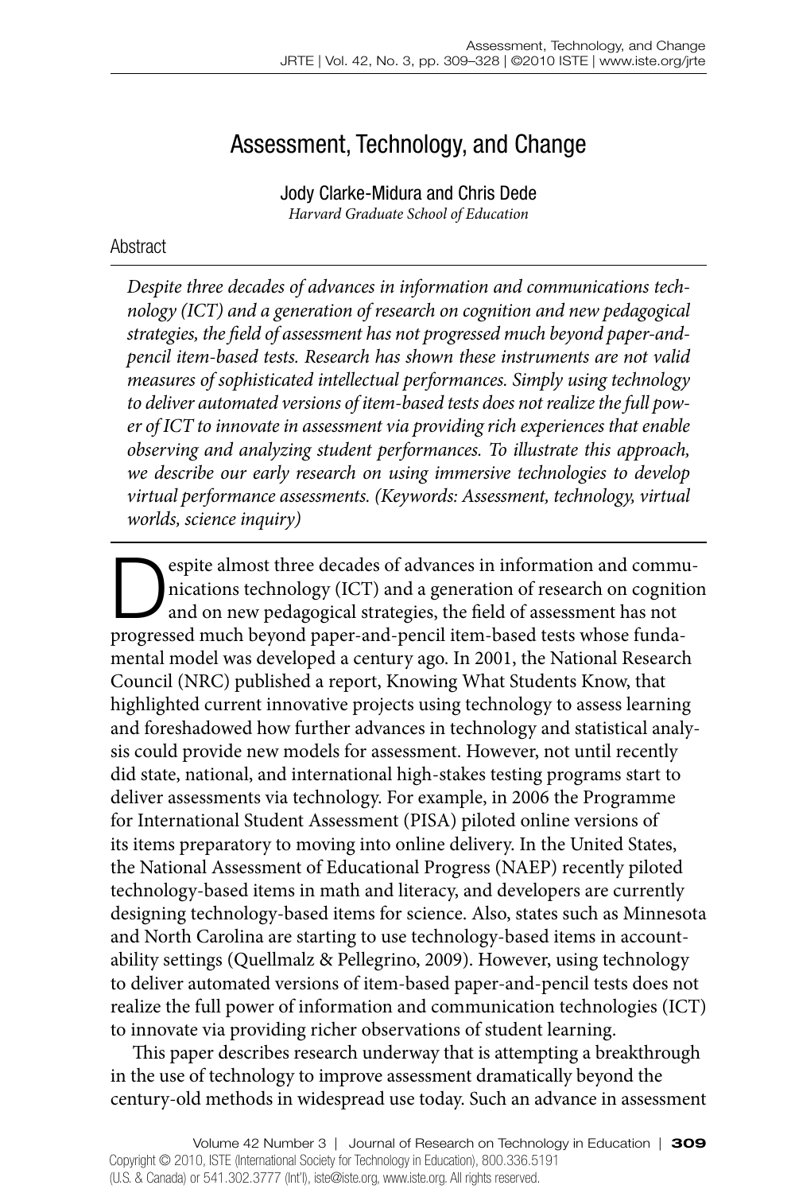# Assessment, Technology, and Change

Jody Clarke-Midura and Chris Dede
*Harvard Graduate School of Education*

## Abstract

*Despite three decades of advances in information and communications technology (ICT) and a generation of research on cognition and new pedagogical strategies, the field of assessment has not progressed much beyond paper-and-pencil item-based tests. Research has shown these instruments are not valid measures of sophisticated intellectual performances. Simply using technology to deliver automated versions of item-based tests does not realize the full power of ICT to innovate in assessment via providing rich experiences that enable observing and analyzing student performances. To illustrate this approach, we describe our early research on using immersive technologies to develop virtual performance assessments. (Keywords: Assessment, technology, virtual worlds, science inquiry)*

Despite almost three decades of advances in information and communications technology (ICT) and a generation of research on cognition and on new pedagogical strategies, the field of assessment has not progressed much beyond paper-and-pencil item-based tests whose fundamental model was developed a century ago. In 2001, the National Research Council (NRC) published a report, Knowing What Students Know, that highlighted current innovative projects using technology to assess learning and foreshadowed how further advances in technology and statistical analysis could provide new models for assessment. However, not until recently did state, national, and international high-stakes testing programs start to deliver assessments via technology. For example, in 2006 the Programme for International Student Assessment (PISA) piloted online versions of its items preparatory to moving into online delivery. In the United States, the National Assessment of Educational Progress (NAEP) recently piloted technology-based items in math and literacy, and developers are currently designing technology-based items for science. Also, states such as Minnesota and North Carolina are starting to use technology-based items in accountability settings (Quellmalz & Pellegrino, 2009). However, using technology to deliver automated versions of item-based paper-and-pencil tests does not realize the full power of information and communication technologies (ICT) to innovate via providing richer observations of student learning.

This paper describes research underway that is attempting a breakthrough in the use of technology to improve assessment dramatically beyond the century-old methods in widespread use today. Such an advance in assessment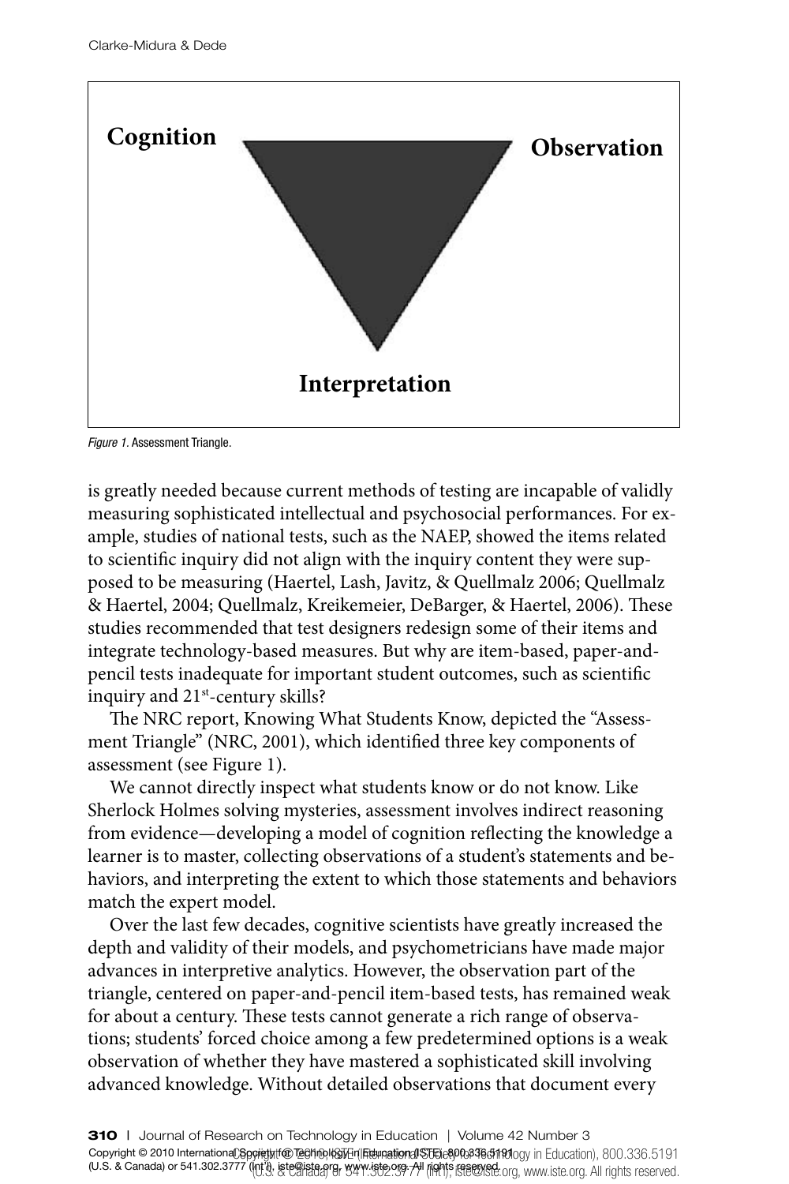Cognition

Observation

Interpretation

*Figure 1.* Assessment Triangle.

is greatly needed because current methods of testing are incapable of validly measuring sophisticated intellectual and psychosocial performances. For example, studies of national tests, such as the NAEP, showed the items related to scientific inquiry did not align with the inquiry content they were supposed to be measuring (Haertel, Lash, Javitz, & Quellmalz 2006; Quellmalz & Haertel, 2004; Quellmalz, Kreikemeier, DeBarger, & Haertel, 2006). These studies recommended that test designers redesign some of their items and integrate technology-based measures. But why are item-based, paper-and-pencil tests inadequate for important student outcomes, such as scientific inquiry and 21st-century skills?

The NRC report, Knowing What Students Know, depicted the "Assessment Triangle" (NRC, 2001), which identified three key components of assessment (see Figure 1).

We cannot directly inspect what students know or do not know. Like Sherlock Holmes solving mysteries, assessment involves indirect reasoning from evidence—developing a model of cognition reflecting the knowledge a learner is to master, collecting observations of a student's statements and behaviors, and interpreting the extent to which those statements and behaviors match the expert model.

Over the last few decades, cognitive scientists have greatly increased the depth and validity of their models, and psychometricians have made major advances in interpretive analytics. However, the observation part of the triangle, centered on paper-and-pencil item-based tests, has remained weak for about a century. These tests cannot generate a rich range of observations; students' forced choice among a few predetermined options is a weak observation of whether they have mastered a sophisticated skill involving advanced knowledge. Without detailed observations that document every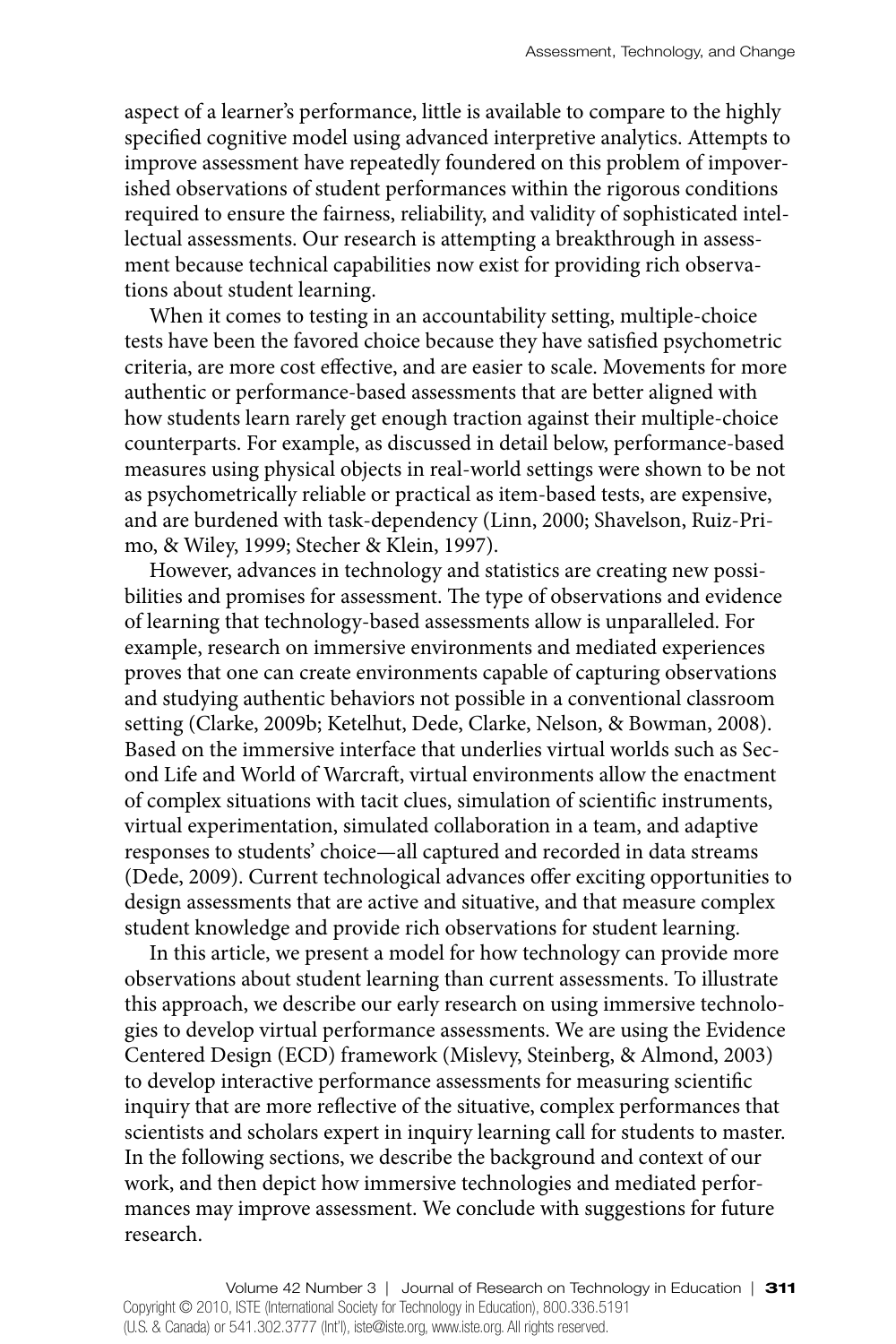aspect of a learner's performance, little is available to compare to the highly specified cognitive model using advanced interpretive analytics. Attempts to improve assessment have repeatedly foundered on this problem of impoverished observations of student performances within the rigorous conditions required to ensure the fairness, reliability, and validity of sophisticated intellectual assessments. Our research is attempting a breakthrough in assessment because technical capabilities now exist for providing rich observations about student learning.

When it comes to testing in an accountability setting, multiple-choice tests have been the favored choice because they have satisfied psychometric criteria, are more cost effective, and are easier to scale. Movements for more authentic or performance-based assessments that are better aligned with how students learn rarely get enough traction against their multiple-choice counterparts. For example, as discussed in detail below, performance-based measures using physical objects in real-world settings were shown to be not as psychometrically reliable or practical as item-based tests, are expensive, and are burdened with task-dependency (Linn, 2000; Shavelson, Ruiz-Primo, & Wiley, 1999; Stecher & Klein, 1997).

However, advances in technology and statistics are creating new possibilities and promises for assessment. The type of observations and evidence of learning that technology-based assessments allow is unparalleled. For example, research on immersive environments and mediated experiences proves that one can create environments capable of capturing observations and studying authentic behaviors not possible in a conventional classroom setting (Clarke, 2009b; Ketelhut, Dede, Clarke, Nelson, & Bowman, 2008). Based on the immersive interface that underlies virtual worlds such as Second Life and World of Warcraft, virtual environments allow the enactment of complex situations with tacit clues, simulation of scientific instruments, virtual experimentation, simulated collaboration in a team, and adaptive responses to students' choice—all captured and recorded in data streams (Dede, 2009). Current technological advances offer exciting opportunities to design assessments that are active and situative, and that measure complex student knowledge and provide rich observations for student learning.

In this article, we present a model for how technology can provide more observations about student learning than current assessments. To illustrate this approach, we describe our early research on using immersive technologies to develop virtual performance assessments. We are using the Evidence Centered Design (ECD) framework (Mislevy, Steinberg, & Almond, 2003) to develop interactive performance assessments for measuring scientific inquiry that are more reflective of the situative, complex performances that scientists and scholars expert in inquiry learning call for students to master. In the following sections, we describe the background and context of our work, and then depict how immersive technologies and mediated performances may improve assessment. We conclude with suggestions for future research.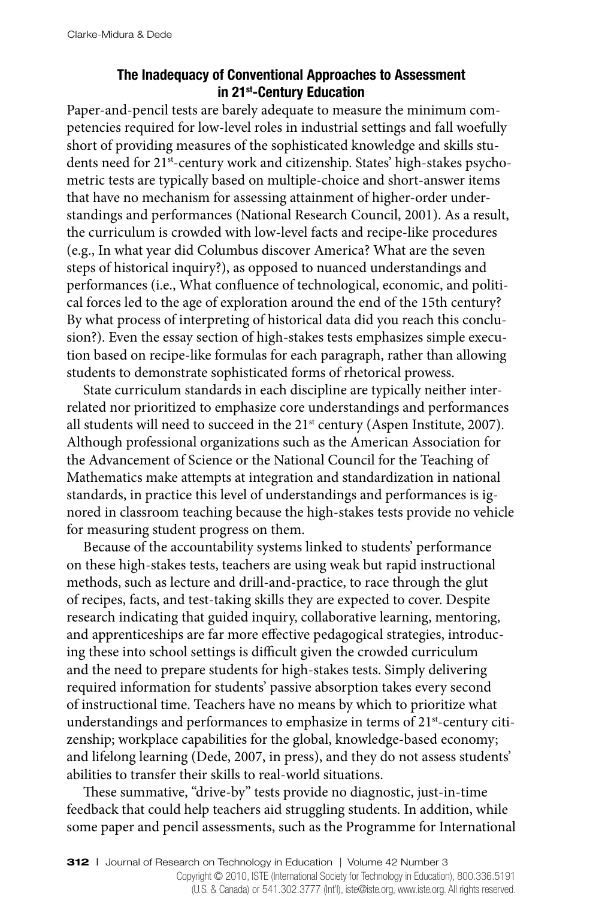### The Inadequacy of Conventional Approaches to Assessment in 21st-Century Education

Paper-and-pencil tests are barely adequate to measure the minimum competencies required for low-level roles in industrial settings and fall woefully short of providing measures of the sophisticated knowledge and skills students need for 21st-century work and citizenship. States' high-stakes psychometric tests are typically based on multiple-choice and short-answer items that have no mechanism for assessing attainment of higher-order understandings and performances (National Research Council, 2001). As a result, the curriculum is crowded with low-level facts and recipe-like procedures (e.g., In what year did Columbus discover America? What are the seven steps of historical inquiry?), as opposed to nuanced understandings and performances (i.e., What confluence of technological, economic, and political forces led to the age of exploration around the end of the 15th century? By what process of interpreting of historical data did you reach this conclusion?). Even the essay section of high-stakes tests emphasizes simple execution based on recipe-like formulas for each paragraph, rather than allowing students to demonstrate sophisticated forms of rhetorical prowess.

State curriculum standards in each discipline are typically neither interrelated nor prioritized to emphasize core understandings and performances all students will need to succeed in the 21st century (Aspen Institute, 2007). Although professional organizations such as the American Association for the Advancement of Science or the National Council for the Teaching of Mathematics make attempts at integration and standardization in national standards, in practice this level of understandings and performances is ignored in classroom teaching because the high-stakes tests provide no vehicle for measuring student progress on them.

Because of the accountability systems linked to students' performance on these high-stakes tests, teachers are using weak but rapid instructional methods, such as lecture and drill-and-practice, to race through the glut of recipes, facts, and test-taking skills they are expected to cover. Despite research indicating that guided inquiry, collaborative learning, mentoring, and apprenticeships are far more effective pedagogical strategies, introducing these into school settings is difficult given the crowded curriculum and the need to prepare students for high-stakes tests. Simply delivering required information for students' passive absorption takes every second of instructional time. Teachers have no means by which to prioritize what understandings and performances to emphasize in terms of 21st-century citizenship; workplace capabilities for the global, knowledge-based economy; and lifelong learning (Dede, 2007, in press), and they do not assess students' abilities to transfer their skills to real-world situations.

These summative, "drive-by" tests provide no diagnostic, just-in-time feedback that could help teachers aid struggling students. In addition, while some paper and pencil assessments, such as the Programme for International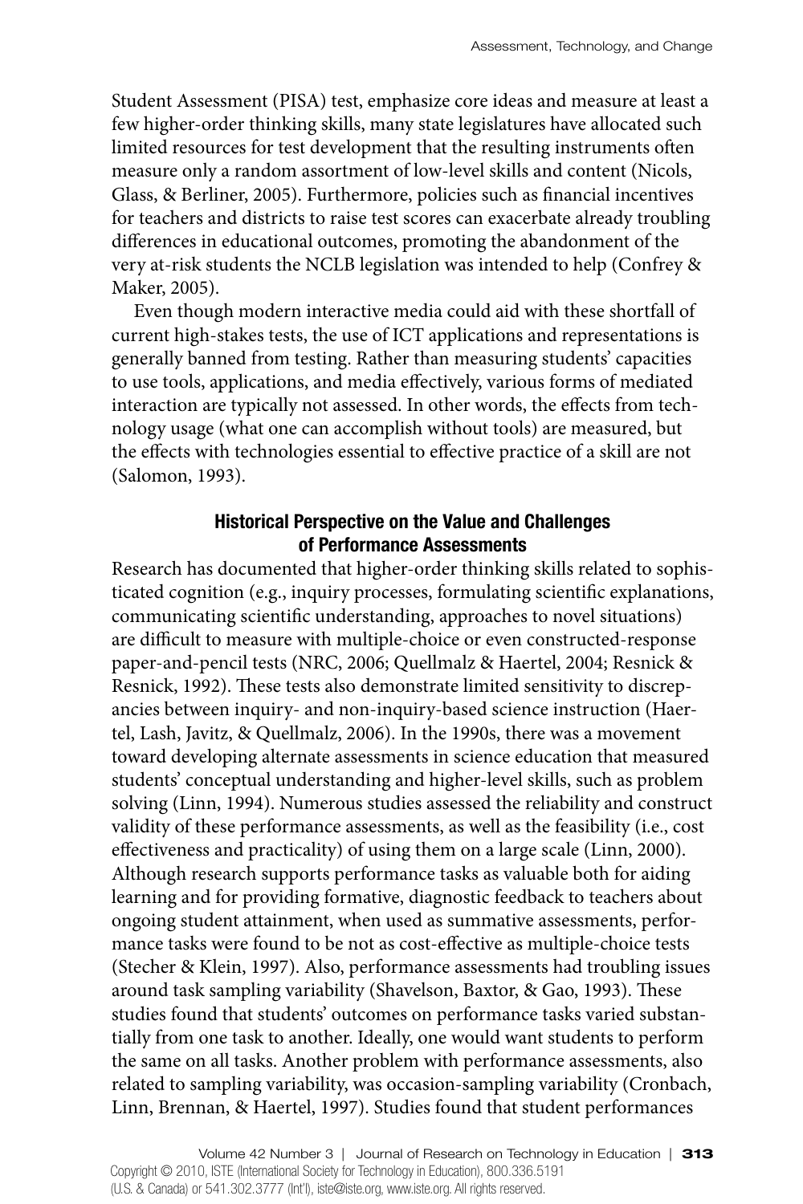Student Assessment (PISA) test, emphasize core ideas and measure at least a few higher-order thinking skills, many state legislatures have allocated such limited resources for test development that the resulting instruments often measure only a random assortment of low-level skills and content (Nicols, Glass, & Berliner, 2005). Furthermore, policies such as financial incentives for teachers and districts to raise test scores can exacerbate already troubling differences in educational outcomes, promoting the abandonment of the very at-risk students the NCLB legislation was intended to help (Confrey & Maker, 2005).

Even though modern interactive media could aid with these shortfall of current high-stakes tests, the use of ICT applications and representations is generally banned from testing. Rather than measuring students' capacities to use tools, applications, and media effectively, various forms of mediated interaction are typically not assessed. In other words, the effects from technology usage (what one can accomplish without tools) are measured, but the effects with technologies essential to effective practice of a skill are not (Salomon, 1993).

### Historical Perspective on the Value and Challenges of Performance Assessments

Research has documented that higher-order thinking skills related to sophisticated cognition (e.g., inquiry processes, formulating scientific explanations, communicating scientific understanding, approaches to novel situations) are difficult to measure with multiple-choice or even constructed-response paper-and-pencil tests (NRC, 2006; Quellmalz & Haertel, 2004; Resnick & Resnick, 1992). These tests also demonstrate limited sensitivity to discrepancies between inquiry- and non-inquiry-based science instruction (Haertel, Lash, Javitz, & Quellmalz, 2006). In the 1990s, there was a movement toward developing alternate assessments in science education that measured students' conceptual understanding and higher-level skills, such as problem solving (Linn, 1994). Numerous studies assessed the reliability and construct validity of these performance assessments, as well as the feasibility (i.e., cost effectiveness and practicality) of using them on a large scale (Linn, 2000). Although research supports performance tasks as valuable both for aiding learning and for providing formative, diagnostic feedback to teachers about ongoing student attainment, when used as summative assessments, performance tasks were found to be not as cost-effective as multiple-choice tests (Stecher & Klein, 1997). Also, performance assessments had troubling issues around task sampling variability (Shavelson, Baxtor, & Gao, 1993). These studies found that students' outcomes on performance tasks varied substantially from one task to another. Ideally, one would want students to perform the same on all tasks. Another problem with performance assessments, also related to sampling variability, was occasion-sampling variability (Cronbach, Linn, Brennan, & Haertel, 1997). Studies found that student performances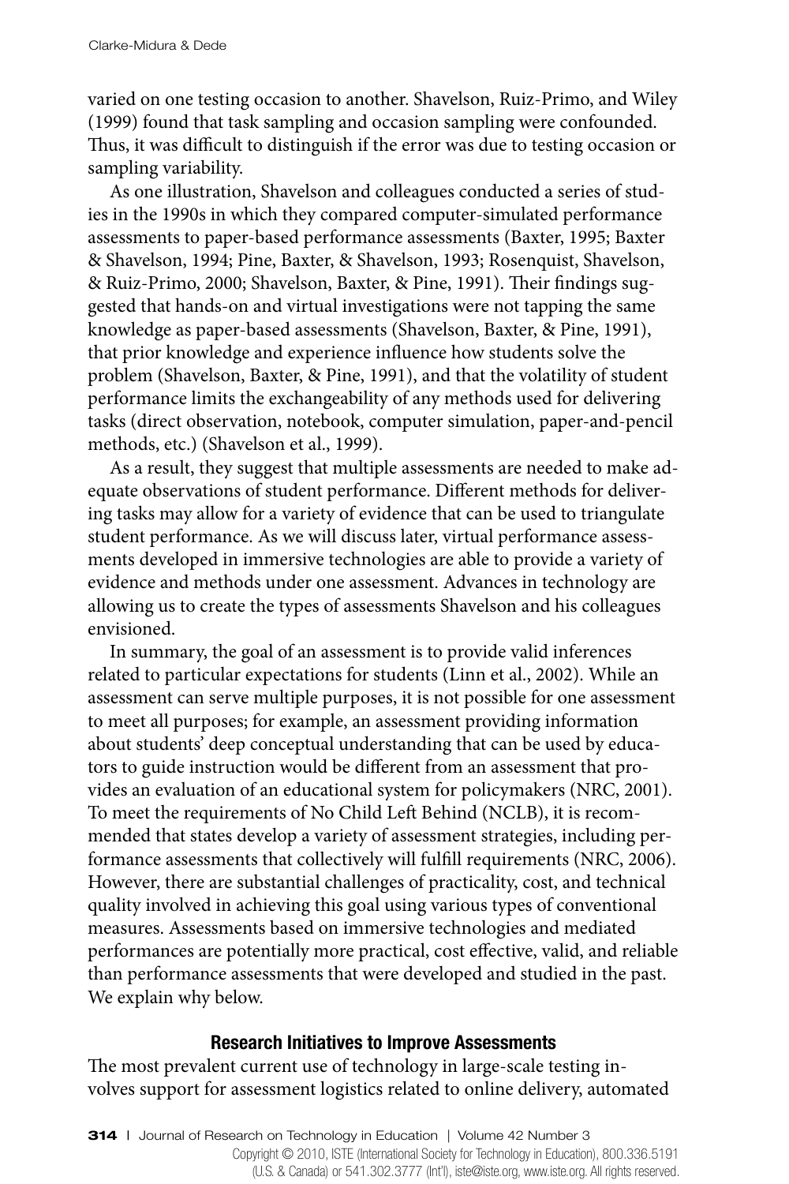varied on one testing occasion to another. Shavelson, Ruiz-Primo, and Wiley (1999) found that task sampling and occasion sampling were confounded. Thus, it was difficult to distinguish if the error was due to testing occasion or sampling variability.

As one illustration, Shavelson and colleagues conducted a series of studies in the 1990s in which they compared computer-simulated performance assessments to paper-based performance assessments (Baxter, 1995; Baxter & Shavelson, 1994; Pine, Baxter, & Shavelson, 1993; Rosenquist, Shavelson, & Ruiz-Primo, 2000; Shavelson, Baxter, & Pine, 1991). Their findings suggested that hands-on and virtual investigations were not tapping the same knowledge as paper-based assessments (Shavelson, Baxter, & Pine, 1991), that prior knowledge and experience influence how students solve the problem (Shavelson, Baxter, & Pine, 1991), and that the volatility of student performance limits the exchangeability of any methods used for delivering tasks (direct observation, notebook, computer simulation, paper-and-pencil methods, etc.) (Shavelson et al., 1999).

As a result, they suggest that multiple assessments are needed to make adequate observations of student performance. Different methods for delivering tasks may allow for a variety of evidence that can be used to triangulate student performance. As we will discuss later, virtual performance assessments developed in immersive technologies are able to provide a variety of evidence and methods under one assessment. Advances in technology are allowing us to create the types of assessments Shavelson and his colleagues envisioned.

In summary, the goal of an assessment is to provide valid inferences related to particular expectations for students (Linn et al., 2002). While an assessment can serve multiple purposes, it is not possible for one assessment to meet all purposes; for example, an assessment providing information about students' deep conceptual understanding that can be used by educators to guide instruction would be different from an assessment that provides an evaluation of an educational system for policymakers (NRC, 2001). To meet the requirements of No Child Left Behind (NCLB), it is recommended that states develop a variety of assessment strategies, including performance assessments that collectively will fulfill requirements (NRC, 2006). However, there are substantial challenges of practicality, cost, and technical quality involved in achieving this goal using various types of conventional measures. Assessments based on immersive technologies and mediated performances are potentially more practical, cost effective, valid, and reliable than performance assessments that were developed and studied in the past. We explain why below.

## Research Initiatives to Improve Assessments

The most prevalent current use of technology in large-scale testing involves support for assessment logistics related to online delivery, automated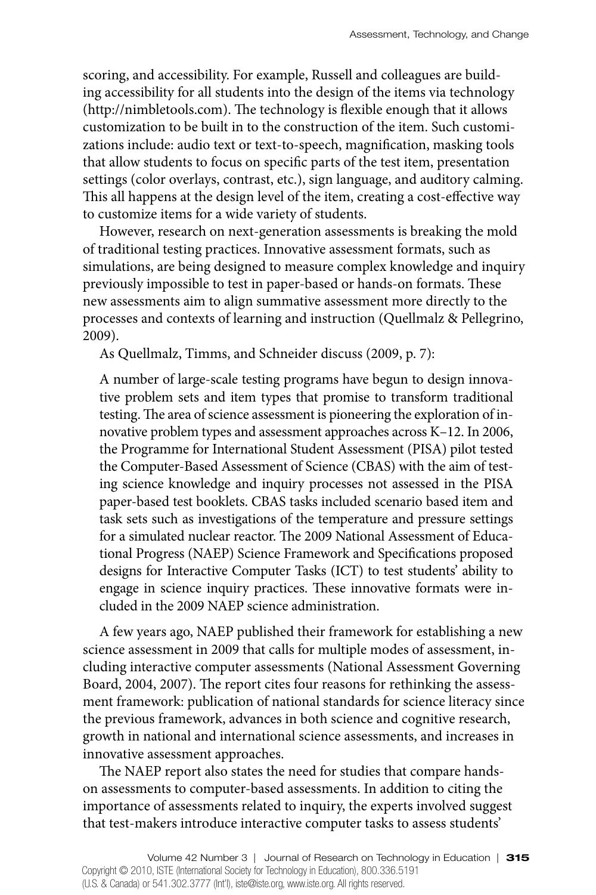scoring, and accessibility. For example, Russell and colleagues are building accessibility for all students into the design of the items via technology (http://nimbletools.com). The technology is flexible enough that it allows customization to be built in to the construction of the item. Such customizations include: audio text or text-to-speech, magnification, masking tools that allow students to focus on specific parts of the test item, presentation settings (color overlays, contrast, etc.), sign language, and auditory calming. This all happens at the design level of the item, creating a cost-effective way to customize items for a wide variety of students.

However, research on next-generation assessments is breaking the mold of traditional testing practices. Innovative assessment formats, such as simulations, are being designed to measure complex knowledge and inquiry previously impossible to test in paper-based or hands-on formats. These new assessments aim to align summative assessment more directly to the processes and contexts of learning and instruction (Quellmalz & Pellegrino, 2009).

As Quellmalz, Timms, and Schneider discuss (2009, p. 7):

> A number of large-scale testing programs have begun to design innovative problem sets and item types that promise to transform traditional testing. The area of science assessment is pioneering the exploration of innovative problem types and assessment approaches across K–12. In 2006, the Programme for International Student Assessment (PISA) pilot tested the Computer-Based Assessment of Science (CBAS) with the aim of testing science knowledge and inquiry processes not assessed in the PISA paper-based test booklets. CBAS tasks included scenario based item and task sets such as investigations of the temperature and pressure settings for a simulated nuclear reactor. The 2009 National Assessment of Educational Progress (NAEP) Science Framework and Specifications proposed designs for Interactive Computer Tasks (ICT) to test students' ability to engage in science inquiry practices. These innovative formats were included in the 2009 NAEP science administration.

A few years ago, NAEP published their framework for establishing a new science assessment in 2009 that calls for multiple modes of assessment, including interactive computer assessments (National Assessment Governing Board, 2004, 2007). The report cites four reasons for rethinking the assessment framework: publication of national standards for science literacy since the previous framework, advances in both science and cognitive research, growth in national and international science assessments, and increases in innovative assessment approaches.

The NAEP report also states the need for studies that compare hands-on assessments to computer-based assessments. In addition to citing the importance of assessments related to inquiry, the experts involved suggest that test-makers introduce interactive computer tasks to assess students'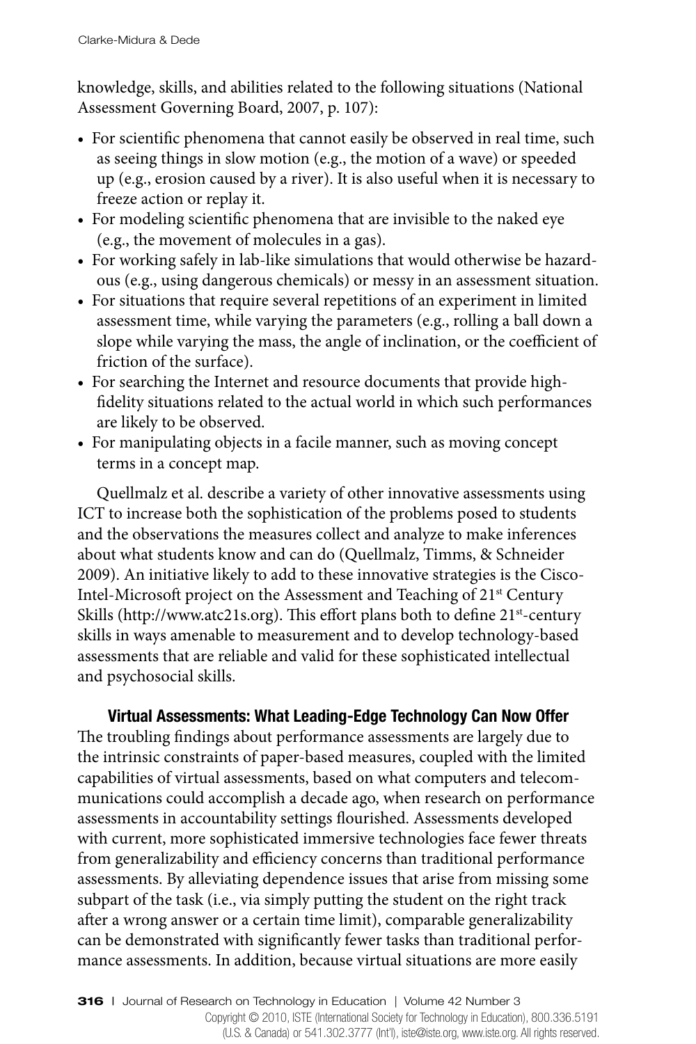knowledge, skills, and abilities related to the following situations (National Assessment Governing Board, 2007, p. 107):

- For scientific phenomena that cannot easily be observed in real time, such as seeing things in slow motion (e.g., the motion of a wave) or speeded up (e.g., erosion caused by a river). It is also useful when it is necessary to freeze action or replay it.
- For modeling scientific phenomena that are invisible to the naked eye (e.g., the movement of molecules in a gas).
- For working safely in lab-like simulations that would otherwise be hazardous (e.g., using dangerous chemicals) or messy in an assessment situation.
- For situations that require several repetitions of an experiment in limited assessment time, while varying the parameters (e.g., rolling a ball down a slope while varying the mass, the angle of inclination, or the coefficient of friction of the surface).
- For searching the Internet and resource documents that provide high-fidelity situations related to the actual world in which such performances are likely to be observed.
- For manipulating objects in a facile manner, such as moving concept terms in a concept map.

Quellmalz et al. describe a variety of other innovative assessments using ICT to increase both the sophistication of the problems posed to students and the observations the measures collect and analyze to make inferences about what students know and can do (Quellmalz, Timms, & Schneider 2009). An initiative likely to add to these innovative strategies is the Cisco-Intel-Microsoft project on the Assessment and Teaching of 21st Century Skills (http://www.atc21s.org). This effort plans both to define 21st-century skills in ways amenable to measurement and to develop technology-based assessments that are reliable and valid for these sophisticated intellectual and psychosocial skills.

## Virtual Assessments: What Leading-Edge Technology Can Now Offer

The troubling findings about performance assessments are largely due to the intrinsic constraints of paper-based measures, coupled with the limited capabilities of virtual assessments, based on what computers and telecommunications could accomplish a decade ago, when research on performance assessments in accountability settings flourished. Assessments developed with current, more sophisticated immersive technologies face fewer threats from generalizability and efficiency concerns than traditional performance assessments. By alleviating dependence issues that arise from missing some subpart of the task (i.e., via simply putting the student on the right track after a wrong answer or a certain time limit), comparable generalizability can be demonstrated with significantly fewer tasks than traditional performance assessments. In addition, because virtual situations are more easily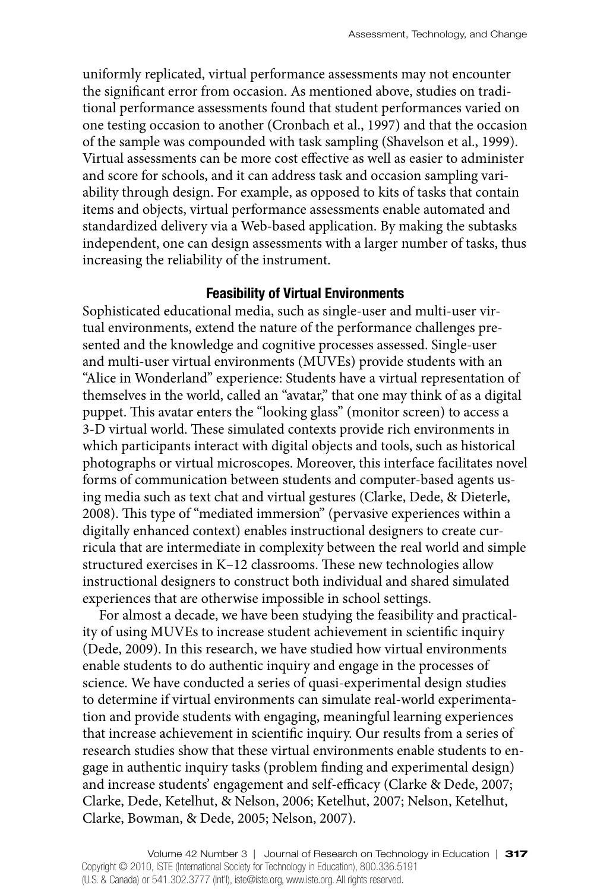uniformly replicated, virtual performance assessments may not encounter the significant error from occasion. As mentioned above, studies on traditional performance assessments found that student performances varied on one testing occasion to another (Cronbach et al., 1997) and that the occasion of the sample was compounded with task sampling (Shavelson et al., 1999). Virtual assessments can be more cost effective as well as easier to administer and score for schools, and it can address task and occasion sampling variability through design. For example, as opposed to kits of tasks that contain items and objects, virtual performance assessments enable automated and standardized delivery via a Web-based application. By making the subtasks independent, one can design assessments with a larger number of tasks, thus increasing the reliability of the instrument.

## Feasibility of Virtual Environments

Sophisticated educational media, such as single-user and multi-user virtual environments, extend the nature of the performance challenges presented and the knowledge and cognitive processes assessed. Single-user and multi-user virtual environments (MUVEs) provide students with an "Alice in Wonderland" experience: Students have a virtual representation of themselves in the world, called an "avatar," that one may think of as a digital puppet. This avatar enters the "looking glass" (monitor screen) to access a 3-D virtual world. These simulated contexts provide rich environments in which participants interact with digital objects and tools, such as historical photographs or virtual microscopes. Moreover, this interface facilitates novel forms of communication between students and computer-based agents using media such as text chat and virtual gestures (Clarke, Dede, & Dieterle, 2008). This type of "mediated immersion" (pervasive experiences within a digitally enhanced context) enables instructional designers to create curricula that are intermediate in complexity between the real world and simple structured exercises in K–12 classrooms. These new technologies allow instructional designers to construct both individual and shared simulated experiences that are otherwise impossible in school settings.

For almost a decade, we have been studying the feasibility and practicality of using MUVEs to increase student achievement in scientific inquiry (Dede, 2009). In this research, we have studied how virtual environments enable students to do authentic inquiry and engage in the processes of science. We have conducted a series of quasi-experimental design studies to determine if virtual environments can simulate real-world experimentation and provide students with engaging, meaningful learning experiences that increase achievement in scientific inquiry. Our results from a series of research studies show that these virtual environments enable students to engage in authentic inquiry tasks (problem finding and experimental design) and increase students' engagement and self-efficacy (Clarke & Dede, 2007; Clarke, Dede, Ketelhut, & Nelson, 2006; Ketelhut, 2007; Nelson, Ketelhut, Clarke, Bowman, & Dede, 2005; Nelson, 2007).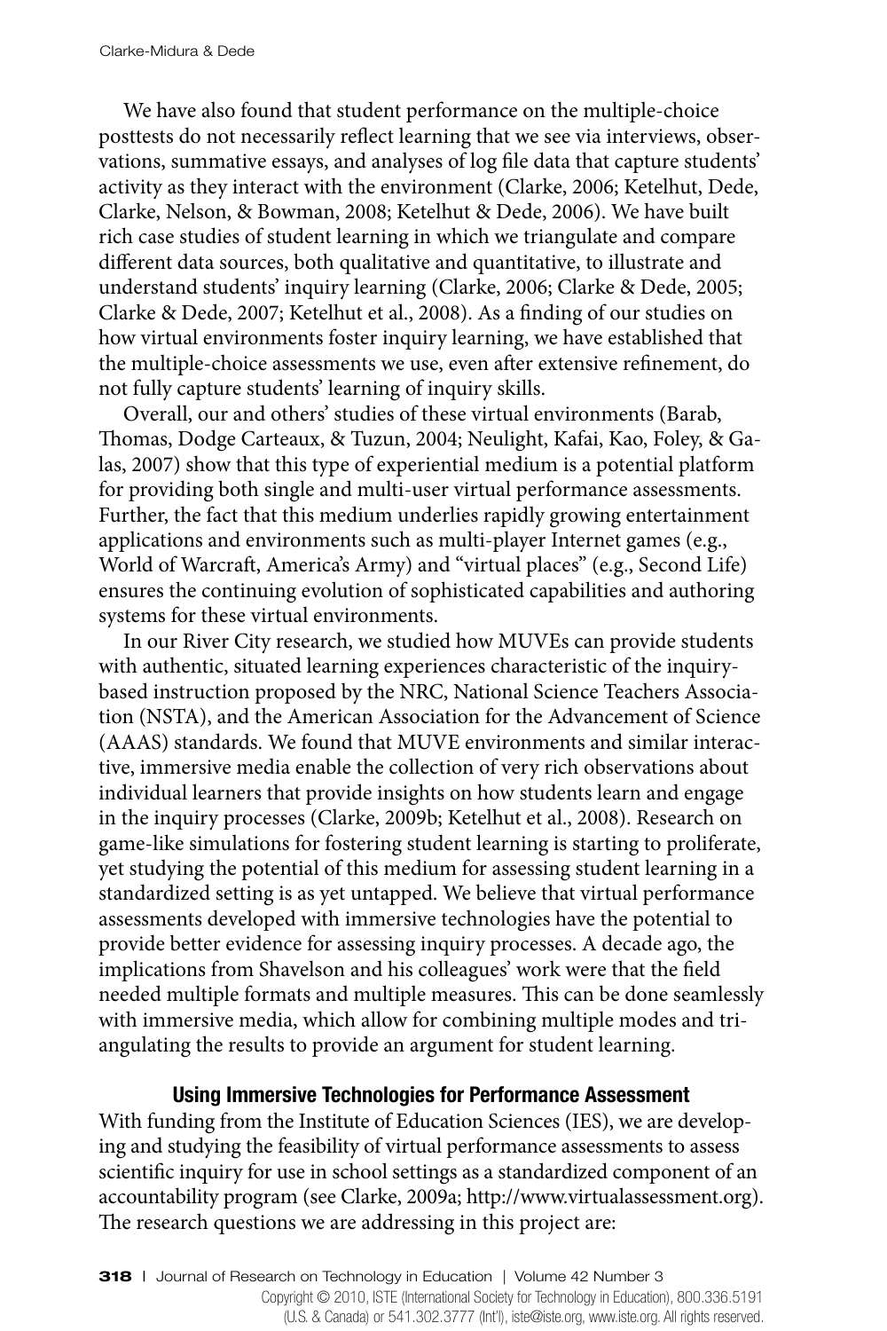We have also found that student performance on the multiple-choice posttests do not necessarily reflect learning that we see via interviews, observations, summative essays, and analyses of log file data that capture students' activity as they interact with the environment (Clarke, 2006; Ketelhut, Dede, Clarke, Nelson, & Bowman, 2008; Ketelhut & Dede, 2006). We have built rich case studies of student learning in which we triangulate and compare different data sources, both qualitative and quantitative, to illustrate and understand students' inquiry learning (Clarke, 2006; Clarke & Dede, 2005; Clarke & Dede, 2007; Ketelhut et al., 2008). As a finding of our studies on how virtual environments foster inquiry learning, we have established that the multiple-choice assessments we use, even after extensive refinement, do not fully capture students' learning of inquiry skills.

Overall, our and others' studies of these virtual environments (Barab, Thomas, Dodge Carteaux, & Tuzun, 2004; Neulight, Kafai, Kao, Foley, & Galas, 2007) show that this type of experiential medium is a potential platform for providing both single and multi-user virtual performance assessments. Further, the fact that this medium underlies rapidly growing entertainment applications and environments such as multi-player Internet games (e.g., World of Warcraft, America's Army) and "virtual places" (e.g., Second Life) ensures the continuing evolution of sophisticated capabilities and authoring systems for these virtual environments.

In our River City research, we studied how MUVEs can provide students with authentic, situated learning experiences characteristic of the inquiry-based instruction proposed by the NRC, National Science Teachers Association (NSTA), and the American Association for the Advancement of Science (AAAS) standards. We found that MUVE environments and similar interactive, immersive media enable the collection of very rich observations about individual learners that provide insights on how students learn and engage in the inquiry processes (Clarke, 2009b; Ketelhut et al., 2008). Research on game-like simulations for fostering student learning is starting to proliferate, yet studying the potential of this medium for assessing student learning in a standardized setting is as yet untapped. We believe that virtual performance assessments developed with immersive technologies have the potential to provide better evidence for assessing inquiry processes. A decade ago, the implications from Shavelson and his colleagues' work were that the field needed multiple formats and multiple measures. This can be done seamlessly with immersive media, which allow for combining multiple modes and triangulating the results to provide an argument for student learning.

## Using Immersive Technologies for Performance Assessment

With funding from the Institute of Education Sciences (IES), we are developing and studying the feasibility of virtual performance assessments to assess scientific inquiry for use in school settings as a standardized component of an accountability program (see Clarke, 2009a; http://www.virtualassessment.org). The research questions we are addressing in this project are: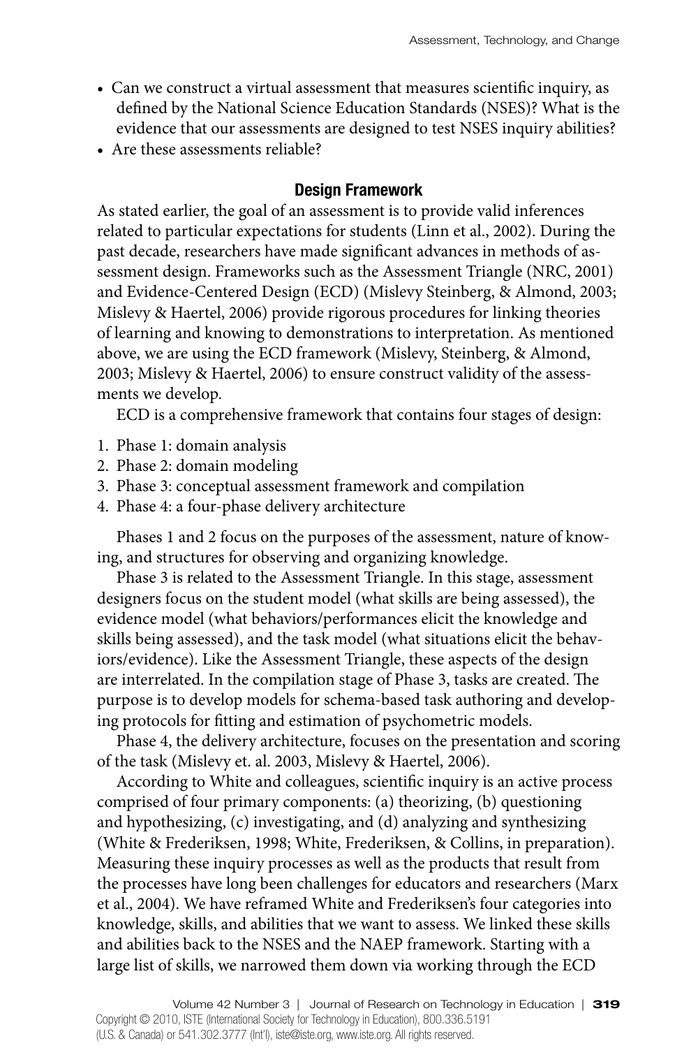- Can we construct a virtual assessment that measures scientific inquiry, as defined by the National Science Education Standards (NSES)? What is the evidence that our assessments are designed to test NSES inquiry abilities?
- Are these assessments reliable?

## Design Framework

As stated earlier, the goal of an assessment is to provide valid inferences related to particular expectations for students (Linn et al., 2002). During the past decade, researchers have made significant advances in methods of assessment design. Frameworks such as the Assessment Triangle (NRC, 2001) and Evidence-Centered Design (ECD) (Mislevy Steinberg, & Almond, 2003; Mislevy & Haertel, 2006) provide rigorous procedures for linking theories of learning and knowing to demonstrations to interpretation. As mentioned above, we are using the ECD framework (Mislevy, Steinberg, & Almond, 2003; Mislevy & Haertel, 2006) to ensure construct validity of the assessments we develop.

ECD is a comprehensive framework that contains four stages of design:

1. Phase 1: domain analysis
2. Phase 2: domain modeling
3. Phase 3: conceptual assessment framework and compilation
4. Phase 4: a four-phase delivery architecture

Phases 1 and 2 focus on the purposes of the assessment, nature of knowing, and structures for observing and organizing knowledge.

Phase 3 is related to the Assessment Triangle. In this stage, assessment designers focus on the student model (what skills are being assessed), the evidence model (what behaviors/performances elicit the knowledge and skills being assessed), and the task model (what situations elicit the behaviors/evidence). Like the Assessment Triangle, these aspects of the design are interrelated. In the compilation stage of Phase 3, tasks are created. The purpose is to develop models for schema-based task authoring and developing protocols for fitting and estimation of psychometric models.

Phase 4, the delivery architecture, focuses on the presentation and scoring of the task (Mislevy et. al. 2003, Mislevy & Haertel, 2006).

According to White and colleagues, scientific inquiry is an active process comprised of four primary components: (a) theorizing, (b) questioning and hypothesizing, (c) investigating, and (d) analyzing and synthesizing (White & Frederiksen, 1998; White, Frederiksen, & Collins, in preparation). Measuring these inquiry processes as well as the products that result from the processes have long been challenges for educators and researchers (Marx et al., 2004). We have reframed White and Frederiksen's four categories into knowledge, skills, and abilities that we want to assess. We linked these skills and abilities back to the NSES and the NAEP framework. Starting with a large list of skills, we narrowed them down via working through the ECD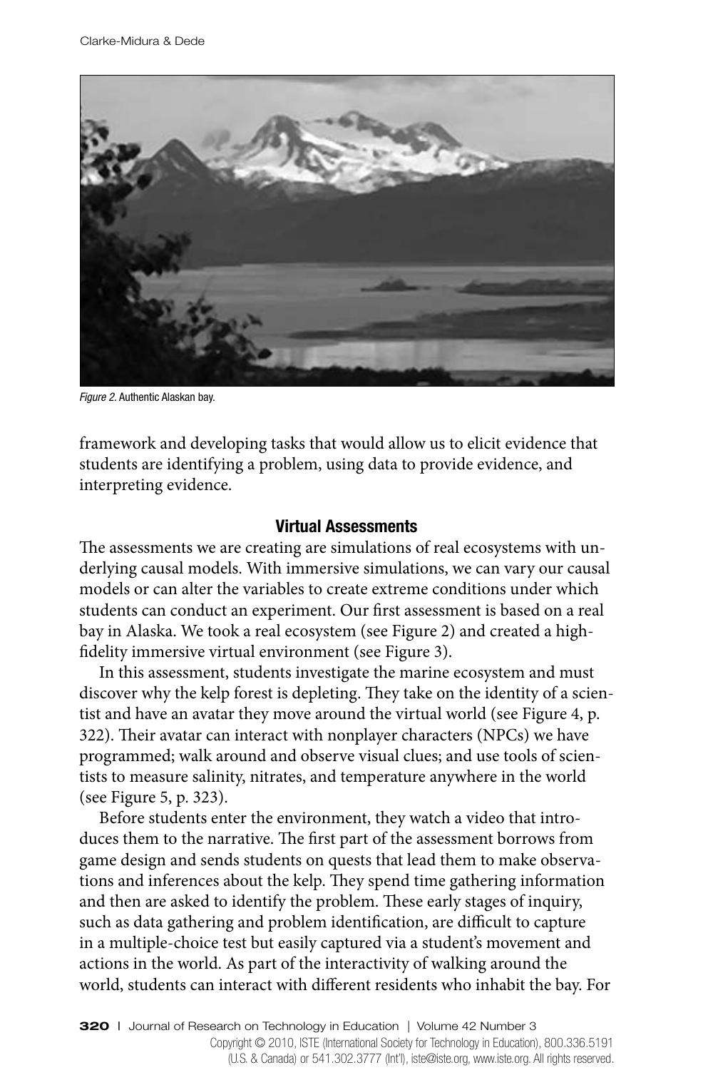*Figure 2.* Authentic Alaskan bay.

framework and developing tasks that would allow us to elicit evidence that students are identifying a problem, using data to provide evidence, and interpreting evidence.

### Virtual Assessments

The assessments we are creating are simulations of real ecosystems with underlying causal models. With immersive simulations, we can vary our causal models or can alter the variables to create extreme conditions under which students can conduct an experiment. Our first assessment is based on a real bay in Alaska. We took a real ecosystem (see Figure 2) and created a high-fidelity immersive virtual environment (see Figure 3).

In this assessment, students investigate the marine ecosystem and must discover why the kelp forest is depleting. They take on the identity of a scientist and have an avatar they move around the virtual world (see Figure 4, p. 322). Their avatar can interact with nonplayer characters (NPCs) we have programmed; walk around and observe visual clues; and use tools of scientists to measure salinity, nitrates, and temperature anywhere in the world (see Figure 5, p. 323).

Before students enter the environment, they watch a video that introduces them to the narrative. The first part of the assessment borrows from game design and sends students on quests that lead them to make observations and inferences about the kelp. They spend time gathering information and then are asked to identify the problem. These early stages of inquiry, such as data gathering and problem identification, are difficult to capture in a multiple-choice test but easily captured via a student's movement and actions in the world. As part of the interactivity of walking around the world, students can interact with different residents who inhabit the bay. For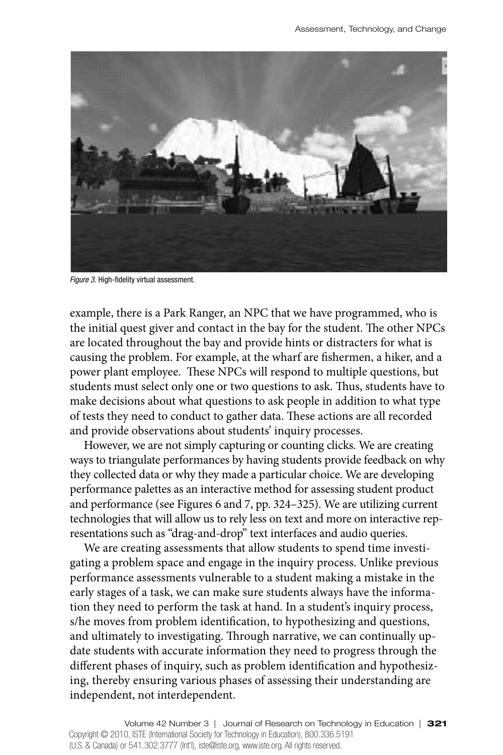*Figure 3.* High-fidelity virtual assessment.

example, there is a Park Ranger, an NPC that we have programmed, who is the initial quest giver and contact in the bay for the student. The other NPCs are located throughout the bay and provide hints or distracters for what is causing the problem. For example, at the wharf are fishermen, a hiker, and a power plant employee. These NPCs will respond to multiple questions, but students must select only one or two questions to ask. Thus, students have to make decisions about what questions to ask people in addition to what type of tests they need to conduct to gather data. These actions are all recorded and provide observations about students' inquiry processes.

However, we are not simply capturing or counting clicks. We are creating ways to triangulate performances by having students provide feedback on why they collected data or why they made a particular choice. We are developing performance palettes as an interactive method for assessing student product and performance (see Figures 6 and 7, pp. 324–325). We are utilizing current technologies that will allow us to rely less on text and more on interactive representations such as "drag-and-drop" text interfaces and audio queries.

We are creating assessments that allow students to spend time investigating a problem space and engage in the inquiry process. Unlike previous performance assessments vulnerable to a student making a mistake in the early stages of a task, we can make sure students always have the information they need to perform the task at hand. In a student's inquiry process, s/he moves from problem identification, to hypothesizing and questions, and ultimately to investigating. Through narrative, we can continually update students with accurate information they need to progress through the different phases of inquiry, such as problem identification and hypothesizing, thereby ensuring various phases of assessing their understanding are independent, not interdependent.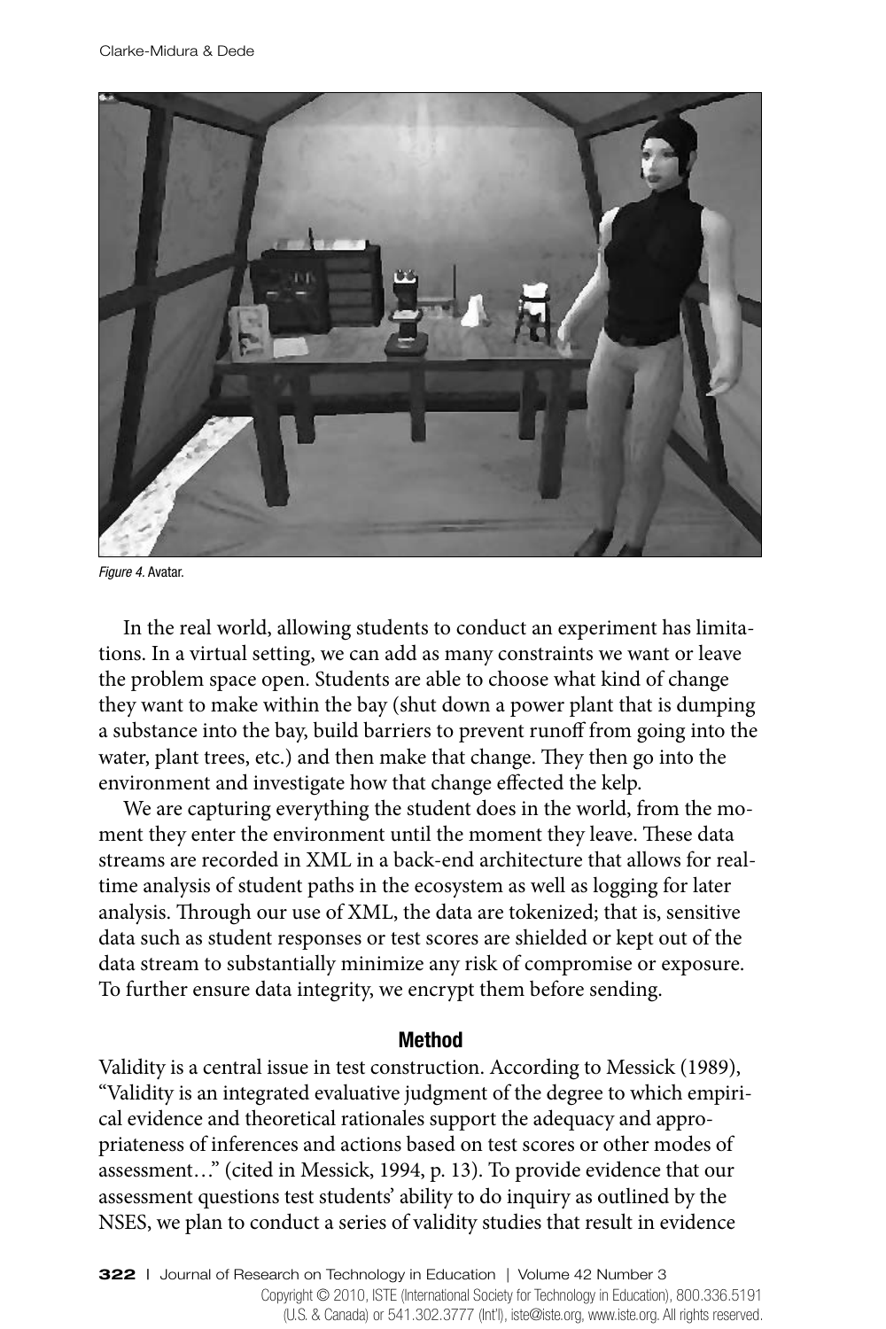*Figure 4.* Avatar.

In the real world, allowing students to conduct an experiment has limitations. In a virtual setting, we can add as many constraints we want or leave the problem space open. Students are able to choose what kind of change they want to make within the bay (shut down a power plant that is dumping a substance into the bay, build barriers to prevent runoff from going into the water, plant trees, etc.) and then make that change. They then go into the environment and investigate how that change effected the kelp.

We are capturing everything the student does in the world, from the moment they enter the environment until the moment they leave. These data streams are recorded in XML in a back-end architecture that allows for real-time analysis of student paths in the ecosystem as well as logging for later analysis. Through our use of XML, the data are tokenized; that is, sensitive data such as student responses or test scores are shielded or kept out of the data stream to substantially minimize any risk of compromise or exposure. To further ensure data integrity, we encrypt them before sending.

## Method

Validity is a central issue in test construction. According to Messick (1989), "Validity is an integrated evaluative judgment of the degree to which empirical evidence and theoretical rationales support the adequacy and appropriateness of inferences and actions based on test scores or other modes of assessment…" (cited in Messick, 1994, p. 13). To provide evidence that our assessment questions test students' ability to do inquiry as outlined by the NSES, we plan to conduct a series of validity studies that result in evidence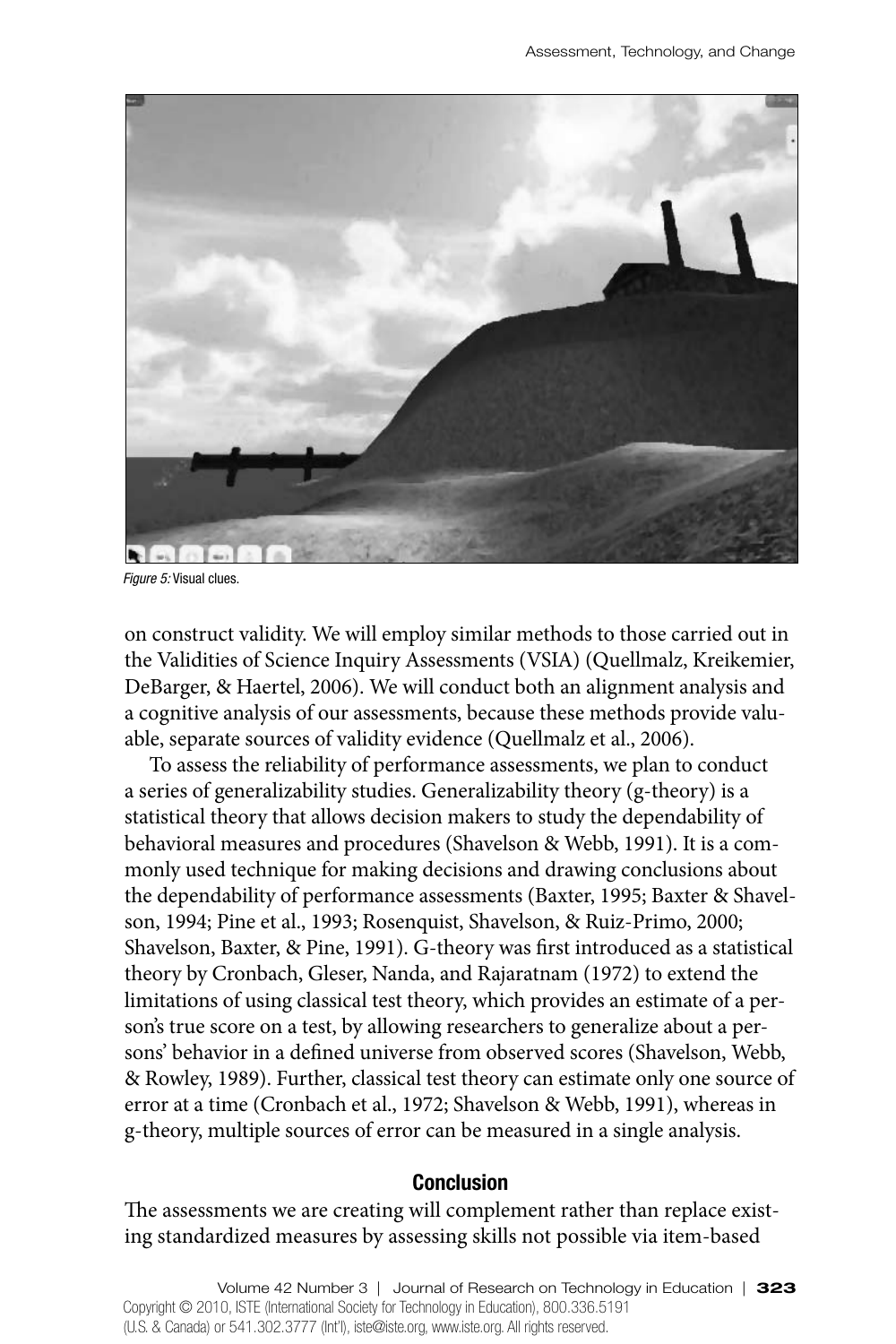*Figure 5:* Visual clues.

on construct validity. We will employ similar methods to those carried out in the Validities of Science Inquiry Assessments (VSIA) (Quellmalz, Kreikemier, DeBarger, & Haertel, 2006). We will conduct both an alignment analysis and a cognitive analysis of our assessments, because these methods provide valuable, separate sources of validity evidence (Quellmalz et al., 2006).

To assess the reliability of performance assessments, we plan to conduct a series of generalizability studies. Generalizability theory (g-theory) is a statistical theory that allows decision makers to study the dependability of behavioral measures and procedures (Shavelson & Webb, 1991). It is a commonly used technique for making decisions and drawing conclusions about the dependability of performance assessments (Baxter, 1995; Baxter & Shavelson, 1994; Pine et al., 1993; Rosenquist, Shavelson, & Ruiz-Primo, 2000; Shavelson, Baxter, & Pine, 1991). G-theory was first introduced as a statistical theory by Cronbach, Gleser, Nanda, and Rajaratnam (1972) to extend the limitations of using classical test theory, which provides an estimate of a person's true score on a test, by allowing researchers to generalize about a persons' behavior in a defined universe from observed scores (Shavelson, Webb, & Rowley, 1989). Further, classical test theory can estimate only one source of error at a time (Cronbach et al., 1972; Shavelson & Webb, 1991), whereas in g-theory, multiple sources of error can be measured in a single analysis.

## Conclusion

The assessments we are creating will complement rather than replace existing standardized measures by assessing skills not possible via item-based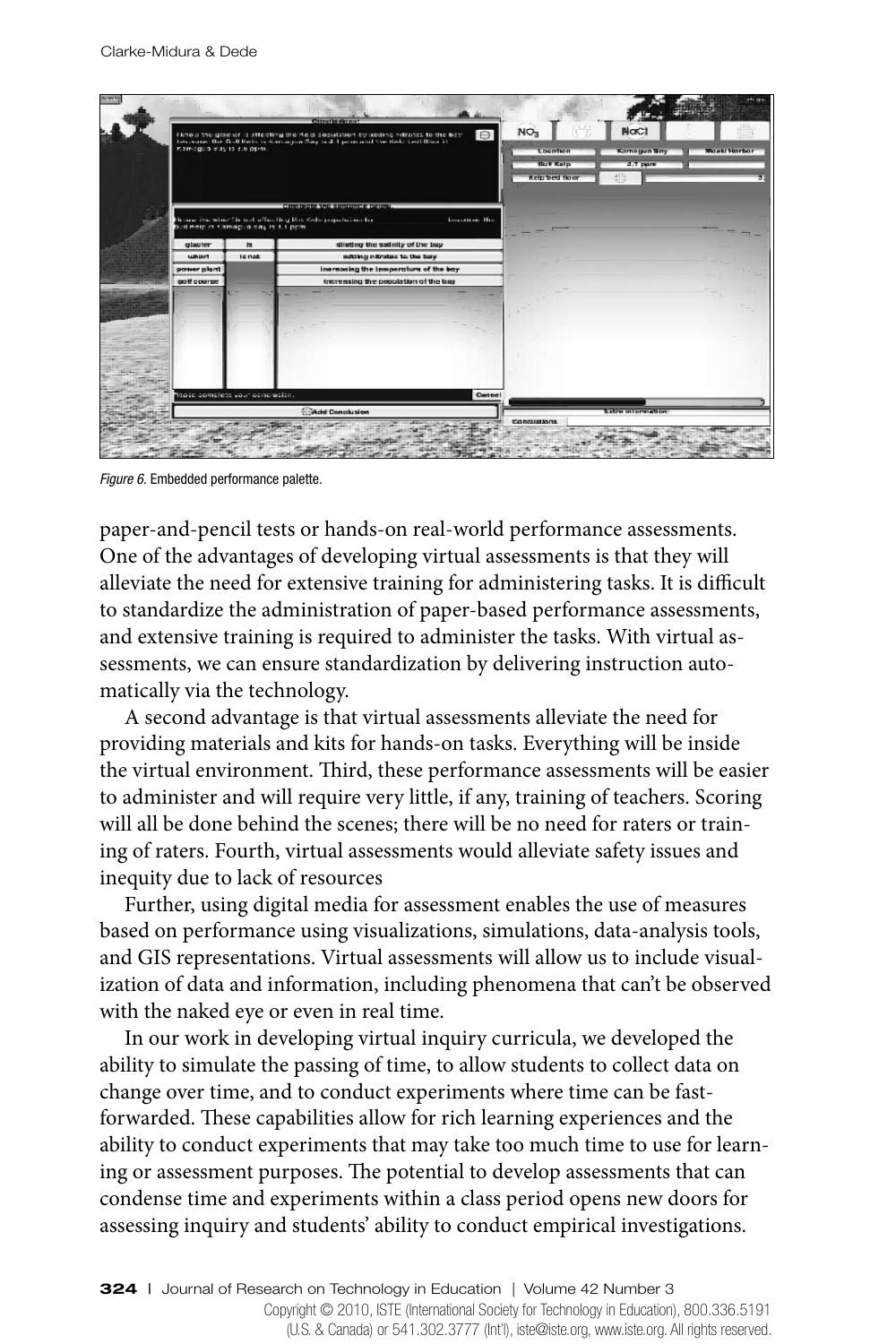*Figure 6.* Embedded performance palette.

paper-and-pencil tests or hands-on real-world performance assessments. One of the advantages of developing virtual assessments is that they will alleviate the need for extensive training for administering tasks. It is difficult to standardize the administration of paper-based performance assessments, and extensive training is required to administer the tasks. With virtual assessments, we can ensure standardization by delivering instruction automatically via the technology.

A second advantage is that virtual assessments alleviate the need for providing materials and kits for hands-on tasks. Everything will be inside the virtual environment. Third, these performance assessments will be easier to administer and will require very little, if any, training of teachers. Scoring will all be done behind the scenes; there will be no need for raters or training of raters. Fourth, virtual assessments would alleviate safety issues and inequity due to lack of resources

Further, using digital media for assessment enables the use of measures based on performance using visualizations, simulations, data-analysis tools, and GIS representations. Virtual assessments will allow us to include visualization of data and information, including phenomena that can't be observed with the naked eye or even in real time.

In our work in developing virtual inquiry curricula, we developed the ability to simulate the passing of time, to allow students to collect data on change over time, and to conduct experiments where time can be fast-forwarded. These capabilities allow for rich learning experiences and the ability to conduct experiments that may take too much time to use for learning or assessment purposes. The potential to develop assessments that can condense time and experiments within a class period opens new doors for assessing inquiry and students' ability to conduct empirical investigations.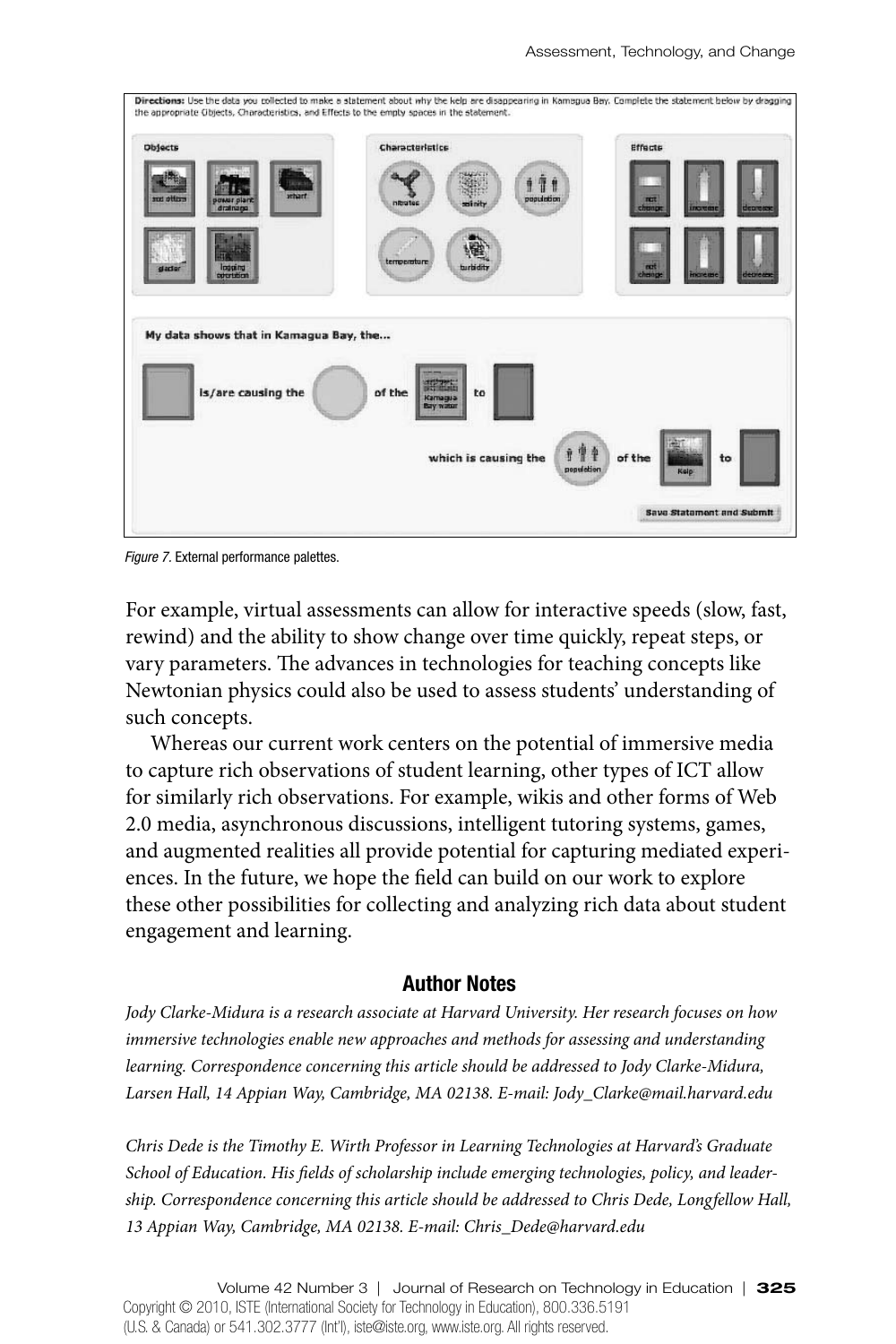*Figure 7.* External performance palettes.

For example, virtual assessments can allow for interactive speeds (slow, fast, rewind) and the ability to show change over time quickly, repeat steps, or vary parameters. The advances in technologies for teaching concepts like Newtonian physics could also be used to assess students' understanding of such concepts.

Whereas our current work centers on the potential of immersive media to capture rich observations of student learning, other types of ICT allow for similarly rich observations. For example, wikis and other forms of Web 2.0 media, asynchronous discussions, intelligent tutoring systems, games, and augmented realities all provide potential for capturing mediated experiences. In the future, we hope the field can build on our work to explore these other possibilities for collecting and analyzing rich data about student engagement and learning.

## Author Notes

*Jody Clarke-Midura is a research associate at Harvard University. Her research focuses on how immersive technologies enable new approaches and methods for assessing and understanding learning. Correspondence concerning this article should be addressed to Jody Clarke-Midura, Larsen Hall, 14 Appian Way, Cambridge, MA 02138. E-mail: Jody_Clarke@mail.harvard.edu*

*Chris Dede is the Timothy E. Wirth Professor in Learning Technologies at Harvard's Graduate School of Education. His fields of scholarship include emerging technologies, policy, and leadership. Correspondence concerning this article should be addressed to Chris Dede, Longfellow Hall, 13 Appian Way, Cambridge, MA 02138. E-mail: Chris_Dede@harvard.edu*

Copyright © 2010, ISTE (International Society for Technology in Education), 800.336.5191 (U.S. & Canada) or 541.302.3777 (Int'l), iste@iste.org, www.iste.org. All rights reserved.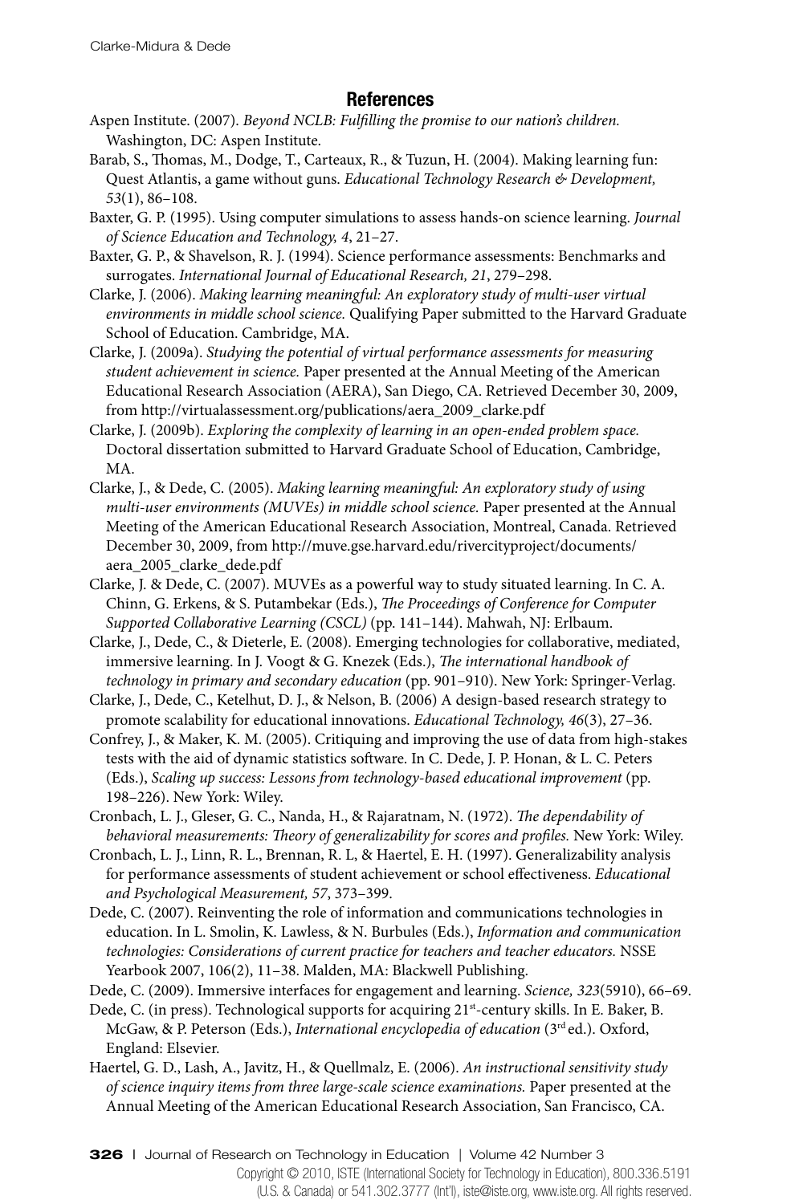## References

Aspen Institute. (2007). *Beyond NCLB: Fulfilling the promise to our nation's children.* Washington, DC: Aspen Institute.

Barab, S., Thomas, M., Dodge, T., Carteaux, R., & Tuzun, H. (2004). Making learning fun: Quest Atlantis, a game without guns. *Educational Technology Research & Development, 53*(1), 86–108.

Baxter, G. P. (1995). Using computer simulations to assess hands-on science learning. *Journal of Science Education and Technology, 4*, 21–27.

Baxter, G. P., & Shavelson, R. J. (1994). Science performance assessments: Benchmarks and surrogates. *International Journal of Educational Research, 21*, 279–298.

Clarke, J. (2006). *Making learning meaningful: An exploratory study of multi-user virtual environments in middle school science.* Qualifying Paper submitted to the Harvard Graduate School of Education. Cambridge, MA.

Clarke, J. (2009a). *Studying the potential of virtual performance assessments for measuring student achievement in science.* Paper presented at the Annual Meeting of the American Educational Research Association (AERA), San Diego, CA. Retrieved December 30, 2009, from http://virtualassessment.org/publications/aera_2009_clarke.pdf

Clarke, J. (2009b). *Exploring the complexity of learning in an open-ended problem space.* Doctoral dissertation submitted to Harvard Graduate School of Education, Cambridge, MA.

Clarke, J., & Dede, C. (2005). *Making learning meaningful: An exploratory study of using multi-user environments (MUVEs) in middle school science.* Paper presented at the Annual Meeting of the American Educational Research Association, Montreal, Canada. Retrieved December 30, 2009, from http://muve.gse.harvard.edu/rivercityproject/documents/aera_2005_clarke_dede.pdf

Clarke, J. & Dede, C. (2007). MUVEs as a powerful way to study situated learning. In C. A. Chinn, G. Erkens, & S. Putambekar (Eds.), *The Proceedings of Conference for Computer Supported Collaborative Learning (CSCL)* (pp. 141–144). Mahwah, NJ: Erlbaum.

Clarke, J., Dede, C., & Dieterle, E. (2008). Emerging technologies for collaborative, mediated, immersive learning. In J. Voogt & G. Knezek (Eds.), *The international handbook of technology in primary and secondary education* (pp. 901–910). New York: Springer-Verlag.

Clarke, J., Dede, C., Ketelhut, D. J., & Nelson, B. (2006) A design-based research strategy to promote scalability for educational innovations. *Educational Technology, 46*(3), 27–36.

Confrey, J., & Maker, K. M. (2005). Critiquing and improving the use of data from high-stakes tests with the aid of dynamic statistics software. In C. Dede, J. P. Honan, & L. C. Peters (Eds.), *Scaling up success: Lessons from technology-based educational improvement* (pp. 198–226). New York: Wiley.

Cronbach, L. J., Gleser, G. C., Nanda, H., & Rajaratnam, N. (1972). *The dependability of behavioral measurements: Theory of generalizability for scores and profiles.* New York: Wiley.

Cronbach, L. J., Linn, R. L., Brennan, R. L, & Haertel, E. H. (1997). Generalizability analysis for performance assessments of student achievement or school effectiveness. *Educational and Psychological Measurement, 57*, 373–399.

Dede, C. (2007). Reinventing the role of information and communications technologies in education. In L. Smolin, K. Lawless, & N. Burbules (Eds.), *Information and communication technologies: Considerations of current practice for teachers and teacher educators.* NSSE Yearbook 2007, 106(2), 11–38. Malden, MA: Blackwell Publishing.

Dede, C. (2009). Immersive interfaces for engagement and learning. *Science, 323*(5910), 66–69.

Dede, C. (in press). Technological supports for acquiring 21st-century skills. In E. Baker, B. McGaw, & P. Peterson (Eds.), *International encyclopedia of education* (3rd ed.). Oxford, England: Elsevier.

Haertel, G. D., Lash, A., Javitz, H., & Quellmalz, E. (2006). *An instructional sensitivity study of science inquiry items from three large-scale science examinations.* Paper presented at the Annual Meeting of the American Educational Research Association, San Francisco, CA.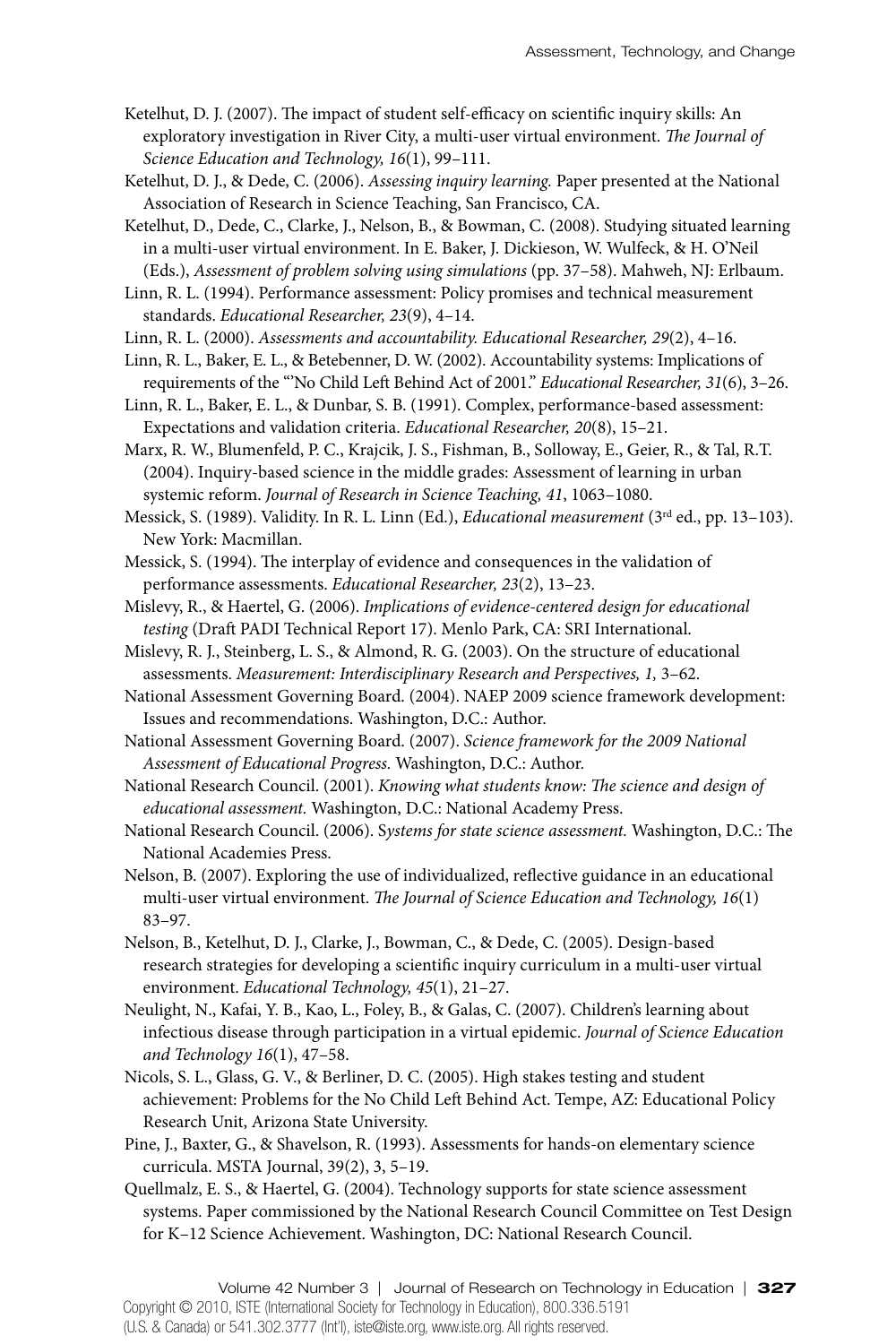Ketelhut, D. J. (2007). The impact of student self-efficacy on scientific inquiry skills: An exploratory investigation in River City, a multi-user virtual environment. *The Journal of Science Education and Technology, 16*(1), 99–111.

Ketelhut, D. J., & Dede, C. (2006). *Assessing inquiry learning.* Paper presented at the National Association of Research in Science Teaching, San Francisco, CA.

Ketelhut, D., Dede, C., Clarke, J., Nelson, B., & Bowman, C. (2008). Studying situated learning in a multi-user virtual environment. In E. Baker, J. Dickieson, W. Wulfeck, & H. O'Neil (Eds.), *Assessment of problem solving using simulations* (pp. 37–58). Mahweh, NJ: Erlbaum.

Linn, R. L. (1994). Performance assessment: Policy promises and technical measurement standards. *Educational Researcher, 23*(9), 4–14.

Linn, R. L. (2000). *Assessments and accountability. Educational Researcher, 29*(2), 4–16.

Linn, R. L., Baker, E. L., & Betebenner, D. W. (2002). Accountability systems: Implications of requirements of the "'No Child Left Behind Act of 2001." *Educational Researcher, 31*(6), 3–26.

Linn, R. L., Baker, E. L., & Dunbar, S. B. (1991). Complex, performance-based assessment: Expectations and validation criteria. *Educational Researcher, 20*(8), 15–21.

Marx, R. W., Blumenfeld, P. C., Krajcik, J. S., Fishman, B., Solloway, E., Geier, R., & Tal, R.T. (2004). Inquiry-based science in the middle grades: Assessment of learning in urban systemic reform. *Journal of Research in Science Teaching, 41*, 1063–1080.

Messick, S. (1989). Validity. In R. L. Linn (Ed.), *Educational measurement* (3rd ed., pp. 13–103). New York: Macmillan.

Messick, S. (1994). The interplay of evidence and consequences in the validation of performance assessments. *Educational Researcher, 23*(2), 13–23.

Mislevy, R., & Haertel, G. (2006). *Implications of evidence-centered design for educational testing* (Draft PADI Technical Report 17). Menlo Park, CA: SRI International.

Mislevy, R. J., Steinberg, L. S., & Almond, R. G. (2003). On the structure of educational assessments. *Measurement: Interdisciplinary Research and Perspectives, 1,* 3–62.

National Assessment Governing Board. (2004). NAEP 2009 science framework development: Issues and recommendations. Washington, D.C.: Author.

National Assessment Governing Board. (2007). *Science framework for the 2009 National Assessment of Educational Progress.* Washington, D.C.: Author.

National Research Council. (2001). *Knowing what students know: The science and design of educational assessment.* Washington, D.C.: National Academy Press.

National Research Council. (2006). S*ystems for state science assessment.* Washington, D.C.: The National Academies Press.

Nelson, B. (2007). Exploring the use of individualized, reflective guidance in an educational multi-user virtual environment. *The Journal of Science Education and Technology, 16*(1) 83–97.

Nelson, B., Ketelhut, D. J., Clarke, J., Bowman, C., & Dede, C. (2005). Design-based research strategies for developing a scientific inquiry curriculum in a multi-user virtual environment. *Educational Technology, 45*(1), 21–27.

Neulight, N., Kafai, Y. B., Kao, L., Foley, B., & Galas, C. (2007). Children's learning about infectious disease through participation in a virtual epidemic. *Journal of Science Education and Technology 16*(1), 47–58.

Nicols, S. L., Glass, G. V., & Berliner, D. C. (2005). High stakes testing and student achievement: Problems for the No Child Left Behind Act. Tempe, AZ: Educational Policy Research Unit, Arizona State University.

Pine, J., Baxter, G., & Shavelson, R. (1993). Assessments for hands-on elementary science curricula. MSTA Journal, 39(2), 3, 5–19.

Quellmalz, E. S., & Haertel, G. (2004). Technology supports for state science assessment systems. Paper commissioned by the National Research Council Committee on Test Design for K–12 Science Achievement. Washington, DC: National Research Council.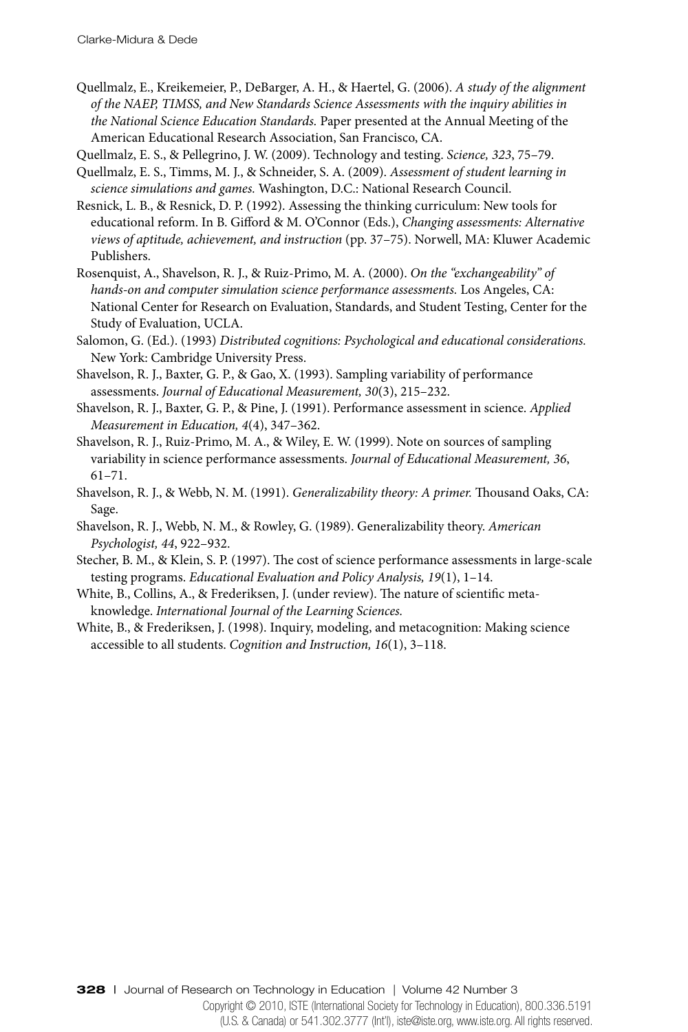Quellmalz, E., Kreikemeier, P., DeBarger, A. H., & Haertel, G. (2006). *A study of the alignment of the NAEP, TIMSS, and New Standards Science Assessments with the inquiry abilities in the National Science Education Standards.* Paper presented at the Annual Meeting of the American Educational Research Association, San Francisco, CA.

Quellmalz, E. S., & Pellegrino, J. W. (2009). Technology and testing. *Science, 323*, 75–79.

Quellmalz, E. S., Timms, M. J., & Schneider, S. A. (2009). *Assessment of student learning in science simulations and games.* Washington, D.C.: National Research Council.

Resnick, L. B., & Resnick, D. P. (1992). Assessing the thinking curriculum: New tools for educational reform. In B. Gifford & M. O'Connor (Eds.), *Changing assessments: Alternative views of aptitude, achievement, and instruction* (pp. 37–75). Norwell, MA: Kluwer Academic Publishers.

Rosenquist, A., Shavelson, R. J., & Ruiz-Primo, M. A. (2000). *On the "exchangeability" of hands-on and computer simulation science performance assessments.* Los Angeles, CA: National Center for Research on Evaluation, Standards, and Student Testing, Center for the Study of Evaluation, UCLA.

Salomon, G. (Ed.). (1993) *Distributed cognitions: Psychological and educational considerations.* New York: Cambridge University Press.

Shavelson, R. J., Baxter, G. P., & Gao, X. (1993). Sampling variability of performance assessments. *Journal of Educational Measurement, 30*(3), 215–232.

Shavelson, R. J., Baxter, G. P., & Pine, J. (1991). Performance assessment in science. *Applied Measurement in Education, 4*(4), 347–362.

Shavelson, R. J., Ruiz-Primo, M. A., & Wiley, E. W. (1999). Note on sources of sampling variability in science performance assessments. *Journal of Educational Measurement, 36*, 61–71.

Shavelson, R. J., & Webb, N. M. (1991). *Generalizability theory: A primer.* Thousand Oaks, CA: Sage.

Shavelson, R. J., Webb, N. M., & Rowley, G. (1989). Generalizability theory. *American Psychologist, 44*, 922–932.

Stecher, B. M., & Klein, S. P. (1997). The cost of science performance assessments in large-scale testing programs. *Educational Evaluation and Policy Analysis, 19*(1), 1–14.

White, B., Collins, A., & Frederiksen, J. (under review). The nature of scientific meta-knowledge. *International Journal of the Learning Sciences.*

White, B., & Frederiksen, J. (1998). Inquiry, modeling, and metacognition: Making science accessible to all students. *Cognition and Instruction, 16*(1), 3–118.